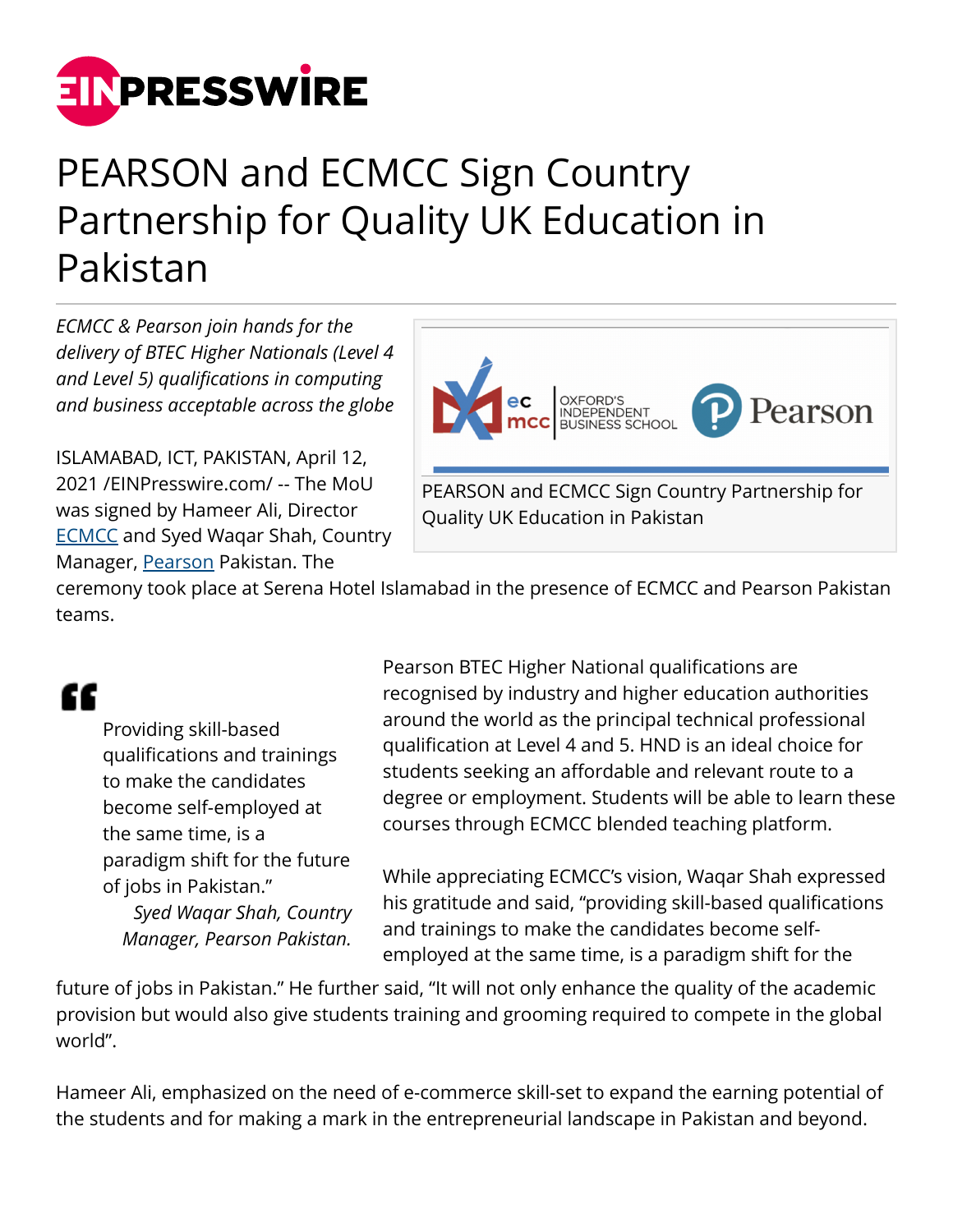# PEARSON and ECMCC Sign Country Partnership for Quality UK Education in Pakistan

*ECMCC & Pearson join hands for the delivery of BTEC Higher Nationals (Level 4 and Level 5) qualifications in computing and business acceptable across the globe*

PEARSON and ECMCC Sign Country Partnership for Quality UK Education in Pakistan

ISLAMABAD, ICT, PAKISTAN, April 12, 2021 /EINPresswire.com/ -- The MoU was signed by Hameer Ali, Director [ECMCC] and Syed Waqar Shah, Country Manager, [Pearson] Pakistan. The ceremony took place at Serena Hotel Islamabad in the presence of ECMCC and Pearson Pakistan teams.

> Providing skill-based qualifications and trainings to make the candidates become self-employed at the same time, is a paradigm shift for the future of jobs in Pakistan."
>
> *Syed Waqar Shah, Country Manager, Pearson Pakistan.*

Pearson BTEC Higher National qualifications are recognised by industry and higher education authorities around the world as the principal technical professional qualification at Level 4 and 5. HND is an ideal choice for students seeking an affordable and relevant route to a degree or employment. Students will be able to learn these courses through ECMCC blended teaching platform.

While appreciating ECMCC's vision, Waqar Shah expressed his gratitude and said, "providing skill-based qualifications and trainings to make the candidates become self-employed at the same time, is a paradigm shift for the future of jobs in Pakistan." He further said, "It will not only enhance the quality of the academic provision but would also give students training and grooming required to compete in the global world".

Hameer Ali, emphasized on the need of e-commerce skill-set to expand the earning potential of the students and for making a mark in the entrepreneurial landscape in Pakistan and beyond.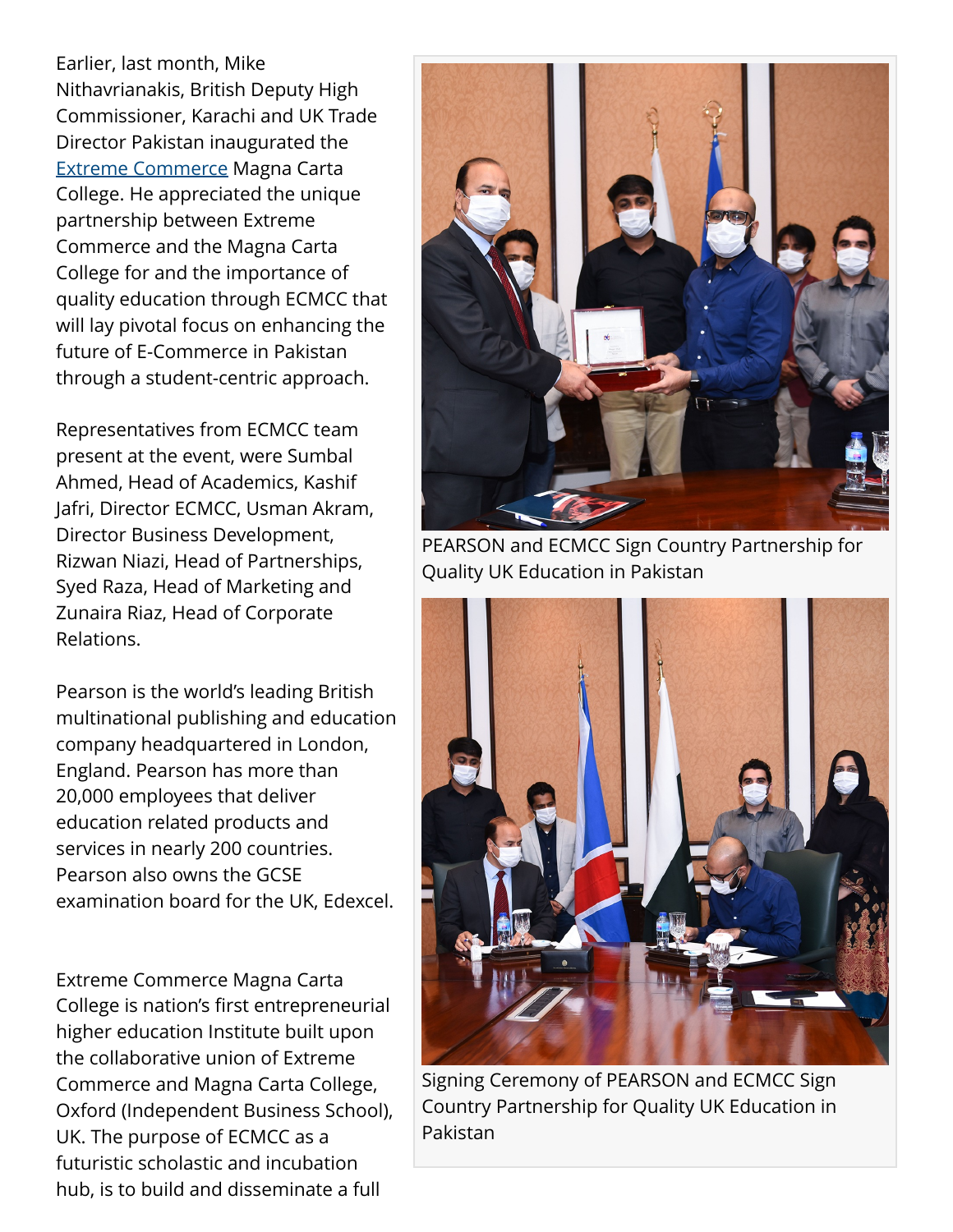Earlier, last month, Mike Nithavrianakis, British Deputy High Commissioner, Karachi and UK Trade Director Pakistan inaugurated the [Extreme Commerce](#) Magna Carta College. He appreciated the unique partnership between Extreme Commerce and the Magna Carta College for and the importance of quality education through ECMCC that will lay pivotal focus on enhancing the future of E-Commerce in Pakistan through a student-centric approach.

Representatives from ECMCC team present at the event, were Sumbal Ahmed, Head of Academics, Kashif Jafri, Director ECMCC, Usman Akram, Director Business Development, Rizwan Niazi, Head of Partnerships, Syed Raza, Head of Marketing and Zunaira Riaz, Head of Corporate Relations.

Pearson is the world's leading British multinational publishing and education company headquartered in London, England. Pearson has more than 20,000 employees that deliver education related products and services in nearly 200 countries. Pearson also owns the GCSE examination board for the UK, Edexcel.

Extreme Commerce Magna Carta College is nation's first entrepreneurial higher education Institute built upon the collaborative union of Extreme Commerce and Magna Carta College, Oxford (Independent Business School), UK. The purpose of ECMCC as a futuristic scholastic and incubation hub, is to build and disseminate a full

PEARSON and ECMCC Sign Country Partnership for Quality UK Education in Pakistan

Signing Ceremony of PEARSON and ECMCC Sign Country Partnership for Quality UK Education in Pakistan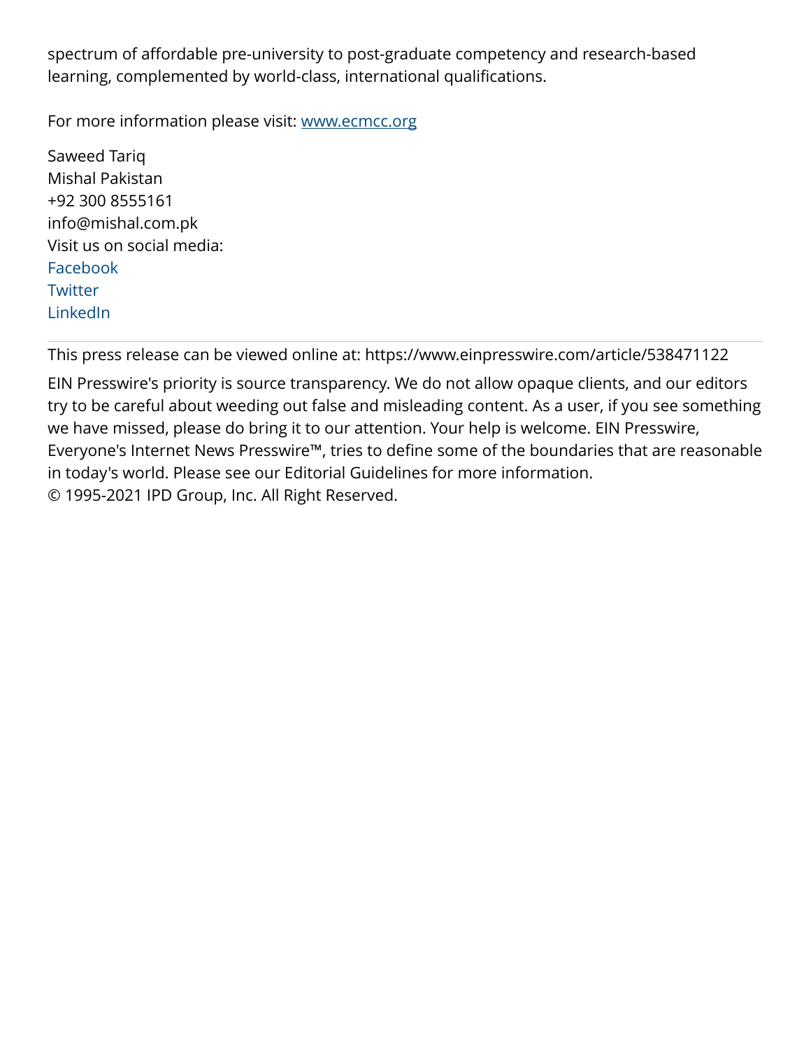spectrum of affordable pre-university to post-graduate competency and research-based learning, complemented by world-class, international qualifications.

For more information please visit: [www.ecmcc.org](http://www.ecmcc.org)

Saweed Tariq
Mishal Pakistan
+92 300 8555161
info@mishal.com.pk
Visit us on social media:
Facebook
Twitter
LinkedIn

---

This press release can be viewed online at: https://www.einpresswire.com/article/538471122

EIN Presswire's priority is source transparency. We do not allow opaque clients, and our editors try to be careful about weeding out false and misleading content. As a user, if you see something we have missed, please do bring it to our attention. Your help is welcome. EIN Presswire, Everyone's Internet News Presswire™, tries to define some of the boundaries that are reasonable in today's world. Please see our Editorial Guidelines for more information.
© 1995-2021 IPD Group, Inc. All Right Reserved.